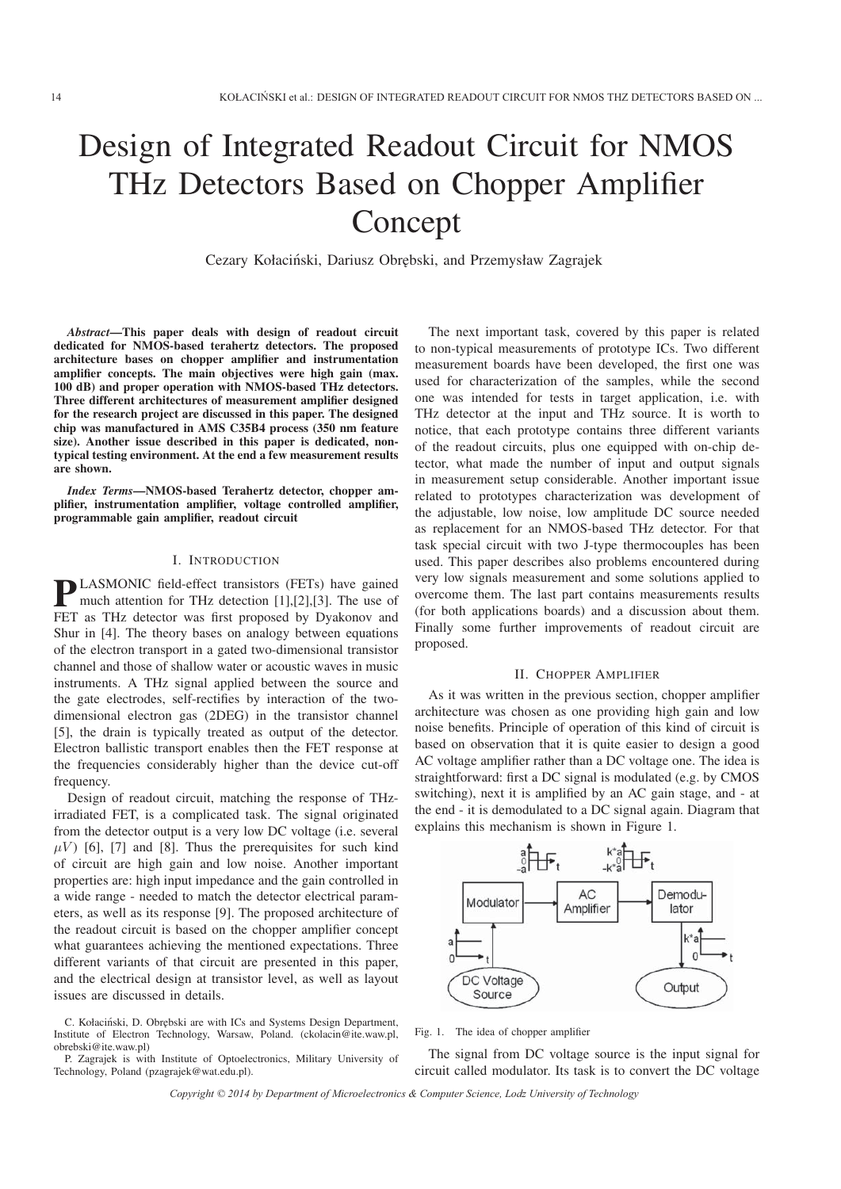# Design of Integrated Readout Circuit for NMOS THz Detectors Based on Chopper Amplifier Concept

Cezary Kołaciński, Dariusz Obrębski, and Przemysław Zagrajek

***Abstract*—This paper deals with design of readout circuit dedicated for NMOS-based terahertz detectors. The proposed architecture bases on chopper amplifier and instrumentation amplifier concepts. The main objectives were high gain (max. 100 dB) and proper operation with NMOS-based THz detectors. Three different architectures of measurement amplifier designed for the research project are discussed in this paper. The designed chip was manufactured in AMS C35B4 process (350 nm feature size). Another issue described in this paper is dedicated, non-typical testing environment. At the end a few measurement results are shown.**

***Index Terms*—NMOS-based Terahertz detector, chopper amplifier, instrumentation amplifier, voltage controlled amplifier, programmable gain amplifier, readout circuit**

## I. Introduction

PLASMONIC field-effect transistors (FETs) have gained much attention for THz detection [1],[2],[3]. The use of FET as THz detector was first proposed by Dyakonov and Shur in [4]. The theory bases on analogy between equations of the electron transport in a gated two-dimensional transistor channel and those of shallow water or acoustic waves in music instruments. A THz signal applied between the source and the gate electrodes, self-rectifies by interaction of the two-dimensional electron gas (2DEG) in the transistor channel [5], the drain is typically treated as output of the detector. Electron ballistic transport enables then the FET response at the frequencies considerably higher than the device cut-off frequency.

Design of readout circuit, matching the response of THz-irradiated FET, is a complicated task. The signal originated from the detector output is a very low DC voltage (i.e. several $\mu V$) [6], [7] and [8]. Thus the prerequisites for such kind of circuit are high gain and low noise. Another important properties are: high input impedance and the gain controlled in a wide range - needed to match the detector electrical parameters, as well as its response [9]. The proposed architecture of the readout circuit is based on the chopper amplifier concept what guarantees achieving the mentioned expectations. Three different variants of that circuit are presented in this paper, and the electrical design at transistor level, as well as layout issues are discussed in details.

C. Kołaciński, D. Obrębski are with ICs and Systems Design Department, Institute of Electron Technology, Warsaw, Poland. (ckolacin@ite.waw.pl, obrebski@ite.waw.pl)

P. Zagrajek is with Institute of Optoelectronics, Military University of Technology, Poland (pzagrajek@wat.edu.pl).

The next important task, covered by this paper is related to non-typical measurements of prototype ICs. Two different measurement boards have been developed, the first one was used for characterization of the samples, while the second one was intended for tests in target application, i.e. with THz detector at the input and THz source. It is worth to notice, that each prototype contains three different variants of the readout circuits, plus one equipped with on-chip detector, what made the number of input and output signals in measurement setup considerable. Another important issue related to prototypes characterization was development of the adjustable, low noise, low amplitude DC source needed as replacement for an NMOS-based THz detector. For that task special circuit with two J-type thermocouples has been used. This paper describes also problems encountered during very low signals measurement and some solutions applied to overcome them. The last part contains measurements results (for both applications boards) and a discussion about them. Finally some further improvements of readout circuit are proposed.

## II. Chopper Amplifier

As it was written in the previous section, chopper amplifier architecture was chosen as one providing high gain and low noise benefits. Principle of operation of this kind of circuit is based on observation that it is quite easier to design a good AC voltage amplifier rather than a DC voltage one. The idea is straightforward: first a DC signal is modulated (e.g. by CMOS switching), next it is amplified by an AC gain stage, and - at the end - it is demodulated to a DC signal again. Diagram that explains this mechanism is shown in Figure 1.

Fig. 1. The idea of chopper amplifier

The signal from DC voltage source is the input signal for circuit called modulator. Its task is to convert the DC voltage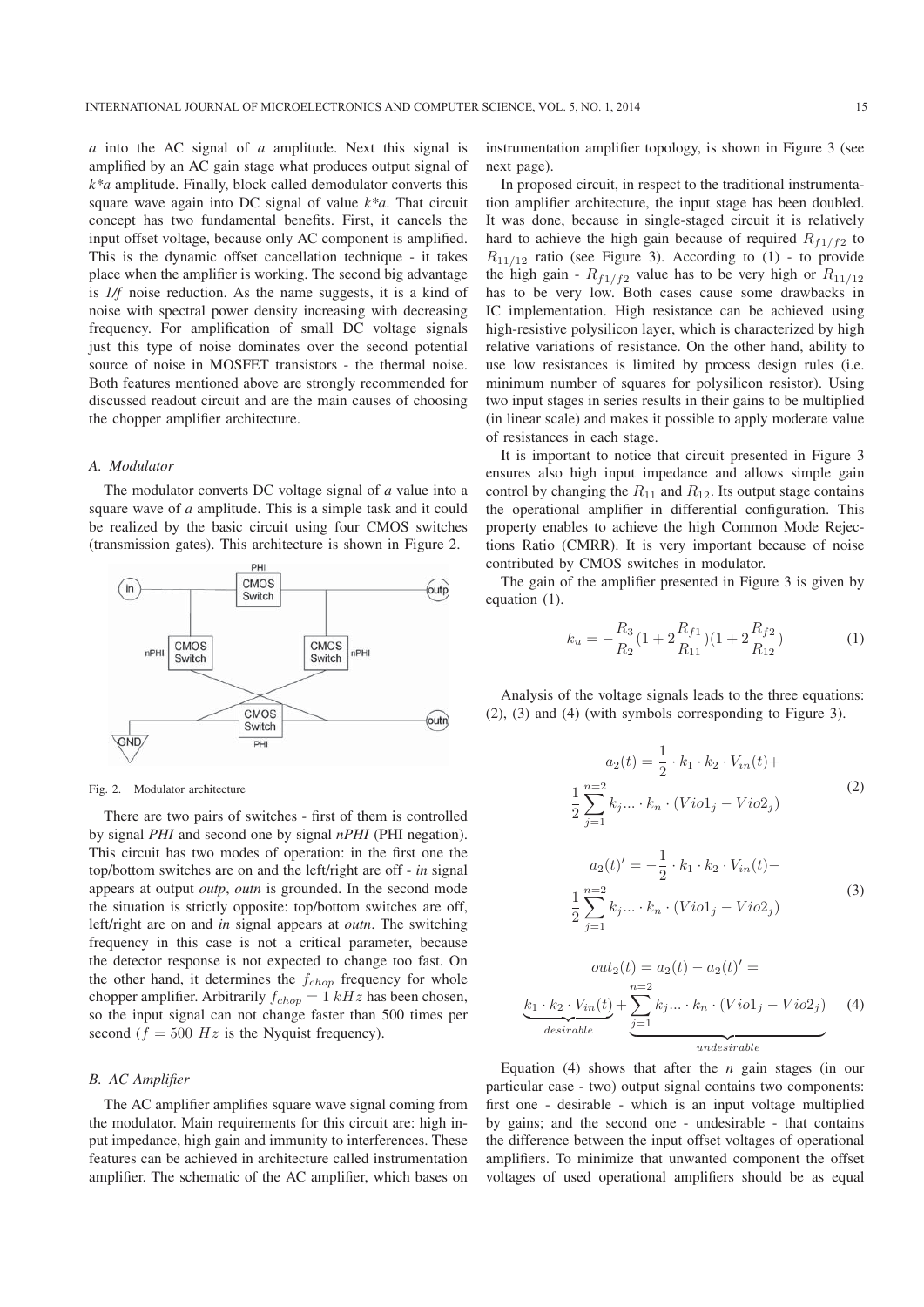*a* into the AC signal of *a* amplitude. Next this signal is amplified by an AC gain stage what produces output signal of *k*a* amplitude. Finally, block called demodulator converts this square wave again into DC signal of value *k*a*. That circuit concept has two fundamental benefits. First, it cancels the input offset voltage, because only AC component is amplified. This is the dynamic offset cancellation technique - it takes place when the amplifier is working. The second big advantage is *1/f* noise reduction. As the name suggests, it is a kind of noise with spectral power density increasing with decreasing frequency. For amplification of small DC voltage signals just this type of noise dominates over the second potential source of noise in MOSFET transistors - the thermal noise. Both features mentioned above are strongly recommended for discussed readout circuit and are the main causes of choosing the chopper amplifier architecture.

### *A. Modulator*

The modulator converts DC voltage signal of *a* value into a square wave of *a* amplitude. This is a simple task and it could be realized by the basic circuit using four CMOS switches (transmission gates). This architecture is shown in Figure 2.

Fig. 2. Modulator architecture

There are two pairs of switches - first of them is controlled by signal *PHI* and second one by signal *nPHI* (PHI negation). This circuit has two modes of operation: in the first one the top/bottom switches are on and the left/right are off - *in* signal appears at output *outp*, *outn* is grounded. In the second mode the situation is strictly opposite: top/bottom switches are off, left/right are on and *in* signal appears at *outn*. The switching frequency in this case is not a critical parameter, because the detector response is not expected to change too fast. On the other hand, it determines the $f_{chop}$ frequency for whole chopper amplifier. Arbitrarily $f_{chop} = 1\ kHz$ has been chosen, so the input signal can not change faster than 500 times per second ($f = 500\ Hz$ is the Nyquist frequency).

### *B. AC Amplifier*

The AC amplifier amplifies square wave signal coming from the modulator. Main requirements for this circuit are: high input impedance, high gain and immunity to interferences. These features can be achieved in architecture called instrumentation amplifier. The schematic of the AC amplifier, which bases on instrumentation amplifier topology, is shown in Figure 3 (see next page).

In proposed circuit, in respect to the traditional instrumentation amplifier architecture, the input stage has been doubled. It was done, because in single-staged circuit it is relatively hard to achieve the high gain because of required $R_{f1/f2}$ to $R_{11/12}$ ratio (see Figure 3). According to (1) - to provide the high gain - $R_{f1/f2}$ value has to be very high or $R_{11/12}$ has to be very low. Both cases cause some drawbacks in IC implementation. High resistance can be achieved using high-resistive polysilicon layer, which is characterized by high relative variations of resistance. On the other hand, ability to use low resistances is limited by process design rules (i.e. minimum number of squares for polysilicon resistor). Using two input stages in series results in their gains to be multiplied (in linear scale) and makes it possible to apply moderate value of resistances in each stage.

It is important to notice that circuit presented in Figure 3 ensures also high input impedance and allows simple gain control by changing the $R_{11}$ and $R_{12}$. Its output stage contains the operational amplifier in differential configuration. This property enables to achieve the high Common Mode Rejections Ratio (CMRR). It is very important because of noise contributed by CMOS switches in modulator.

The gain of the amplifier presented in Figure 3 is given by equation (1).

$$k_u = -\frac{R_3}{R_2}(1 + 2\frac{R_{f1}}{R_{11}})(1 + 2\frac{R_{f2}}{R_{12}}) \tag{1}$$

Analysis of the voltage signals leads to the three equations: (2), (3) and (4) (with symbols corresponding to Figure 3).

$$a_2(t) = \frac{1}{2} \cdot k_1 \cdot k_2 \cdot V_{in}(t) + \frac{1}{2}\sum_{j=1}^{n=2} k_j ... \cdot k_n \cdot (Vio1_j - Vio2_j) \tag{2}$$

$$a_2(t)' = -\frac{1}{2} \cdot k_1 \cdot k_2 \cdot V_{in}(t) - \frac{1}{2}\sum_{j=1}^{n=2} k_j ... \cdot k_n \cdot (Vio1_j - Vio2_j) \tag{3}$$

$$out_2(t) = a_2(t) - a_2(t)' = \underbrace{k_1 \cdot k_2 \cdot V_{in}(t)}_{desirable} + \underbrace{\sum_{j=1}^{n=2} k_j ... \cdot k_n \cdot (Vio1_j - Vio2_j)}_{undesirable} \tag{4}$$

Equation (4) shows that after the *n* gain stages (in our particular case - two) output signal contains two components: first one - desirable - which is an input voltage multiplied by gains; and the second one - undesirable - that contains the difference between the input offset voltages of operational amplifiers. To minimize that unwanted component the offset voltages of used operational amplifiers should be as equal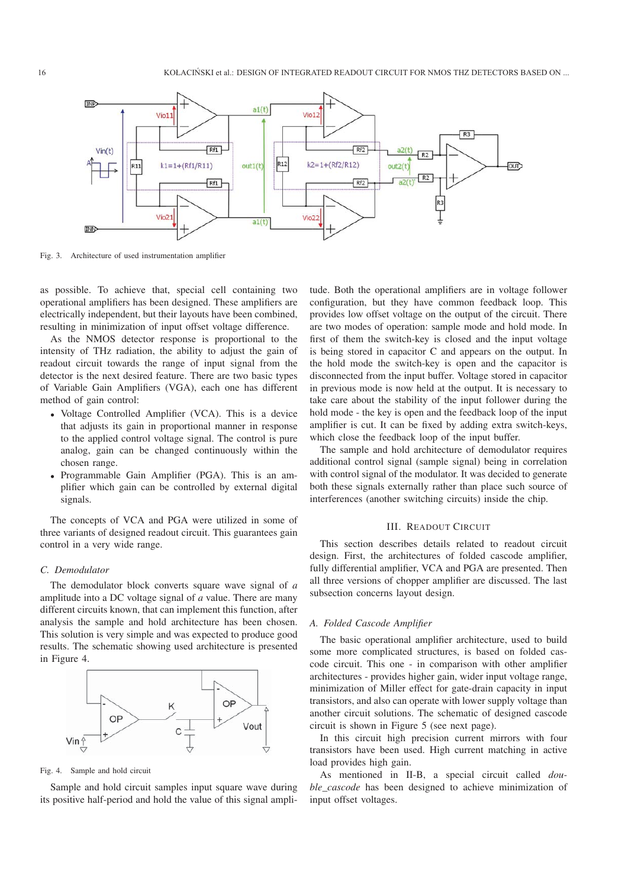Fig. 3. Architecture of used instrumentation amplifier

as possible. To achieve that, special cell containing two operational amplifiers has been designed. These amplifiers are electrically independent, but their layouts have been combined, resulting in minimization of input offset voltage difference.

As the NMOS detector response is proportional to the intensity of THz radiation, the ability to adjust the gain of readout circuit towards the range of input signal from the detector is the next desired feature. There are two basic types of Variable Gain Amplifiers (VGA), each one has different method of gain control:

- Voltage Controlled Amplifier (VCA). This is a device that adjusts its gain in proportional manner in response to the applied control voltage signal. The control is pure analog, gain can be changed continuously within the chosen range.
- Programmable Gain Amplifier (PGA). This is an amplifier which gain can be controlled by external digital signals.

The concepts of VCA and PGA were utilized in some of three variants of designed readout circuit. This guarantees gain control in a very wide range.

### C. Demodulator

The demodulator block converts square wave signal of $a$ amplitude into a DC voltage signal of $a$ value. There are many different circuits known, that can implement this function, after analysis the sample and hold architecture has been chosen. This solution is very simple and was expected to produce good results. The schematic showing used architecture is presented in Figure 4.

Fig. 4. Sample and hold circuit

Sample and hold circuit samples input square wave during its positive half-period and hold the value of this signal amplitude. Both the operational amplifiers are in voltage follower configuration, but they have common feedback loop. This provides low offset voltage on the output of the circuit. There are two modes of operation: sample mode and hold mode. In first of them the switch-key is closed and the input voltage is being stored in capacitor C and appears on the output. In the hold mode the switch-key is open and the capacitor is disconnected from the input buffer. Voltage stored in capacitor in previous mode is now held at the output. It is necessary to take care about the stability of the input follower during the hold mode - the key is open and the feedback loop of the input amplifier is cut. It can be fixed by adding extra switch-keys, which close the feedback loop of the input buffer.

The sample and hold architecture of demodulator requires additional control signal (sample signal) being in correlation with control signal of the modulator. It was decided to generate both these signals externally rather than place such source of interferences (another switching circuits) inside the chip.

## III. Readout Circuit

This section describes details related to readout circuit design. First, the architectures of folded cascode amplifier, fully differential amplifier, VCA and PGA are presented. Then all three versions of chopper amplifier are discussed. The last subsection concerns layout design.

### A. Folded Cascode Amplifier

The basic operational amplifier architecture, used to build some more complicated structures, is based on folded cascode circuit. This one - in comparison with other amplifier architectures - provides higher gain, wider input voltage range, minimization of Miller effect for gate-drain capacity in input transistors, and also can operate with lower supply voltage than another circuit solutions. The schematic of designed cascode circuit is shown in Figure 5 (see next page).

In this circuit high precision current mirrors with four transistors have been used. High current matching in active load provides high gain.

As mentioned in II-B, a special circuit called *double_cascode* has been designed to achieve minimization of input offset voltages.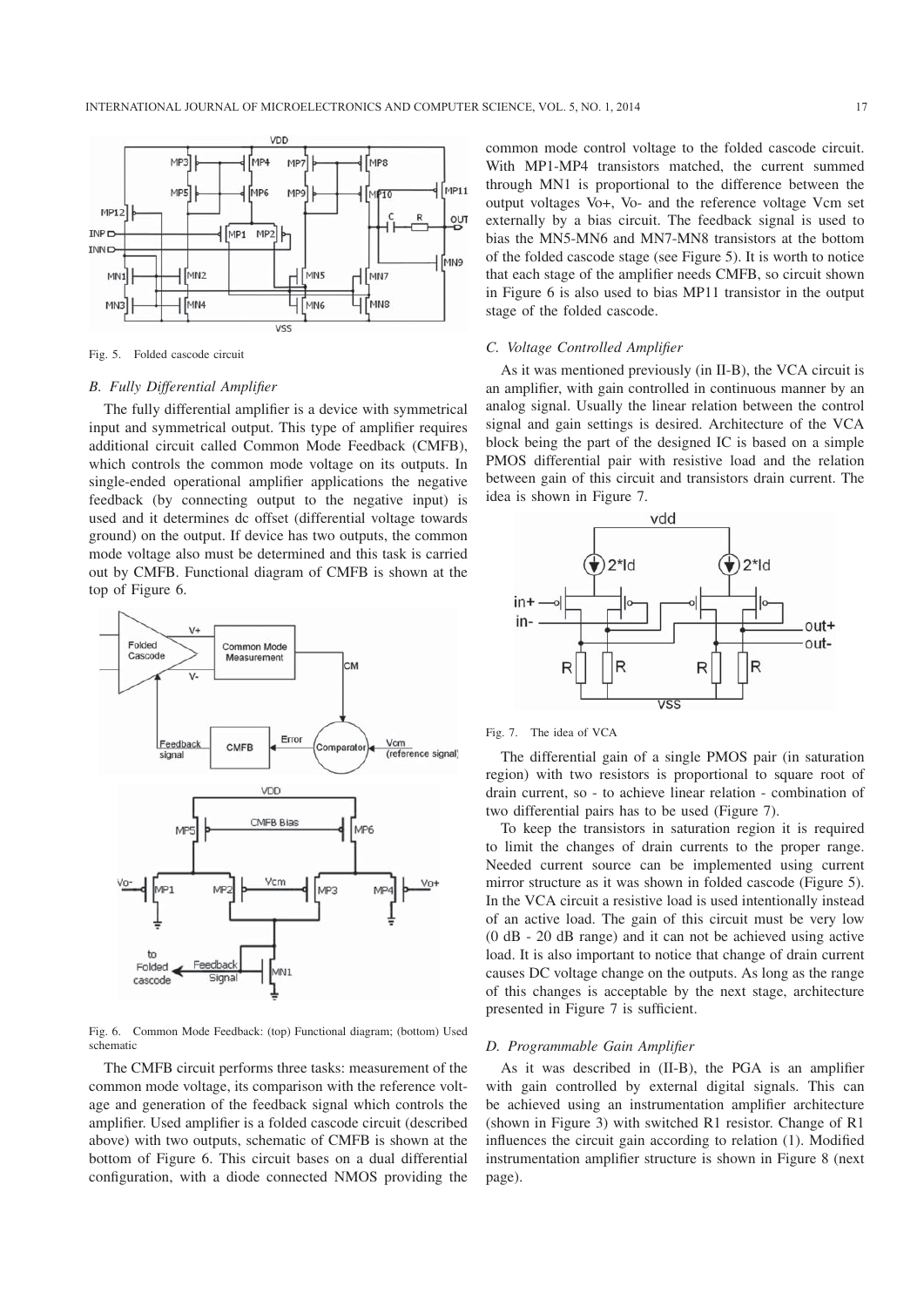Fig. 5. Folded cascode circuit

### B. Fully Differential Amplifier

The fully differential amplifier is a device with symmetrical input and symmetrical output. This type of amplifier requires additional circuit called Common Mode Feedback (CMFB), which controls the common mode voltage on its outputs. In single-ended operational amplifier applications the negative feedback (by connecting output to the negative input) is used and it determines dc offset (differential voltage towards ground) on the output. If device has two outputs, the common mode voltage also must be determined and this task is carried out by CMFB. Functional diagram of CMFB is shown at the top of Figure 6.

Fig. 6. Common Mode Feedback: (top) Functional diagram; (bottom) Used schematic

The CMFB circuit performs three tasks: measurement of the common mode voltage, its comparison with the reference voltage and generation of the feedback signal which controls the amplifier. Used amplifier is a folded cascode circuit (described above) with two outputs, schematic of CMFB is shown at the bottom of Figure 6. This circuit bases on a dual differential configuration, with a diode connected NMOS providing the common mode control voltage to the folded cascode circuit. With MP1-MP4 transistors matched, the current summed through MN1 is proportional to the difference between the output voltages Vo+, Vo- and the reference voltage Vcm set externally by a bias circuit. The feedback signal is used to bias the MN5-MN6 and MN7-MN8 transistors at the bottom of the folded cascode stage (see Figure 5). It is worth to notice that each stage of the amplifier needs CMFB, so circuit shown in Figure 6 is also used to bias MP11 transistor in the output stage of the folded cascode.

### C. Voltage Controlled Amplifier

As it was mentioned previously (in II-B), the VCA circuit is an amplifier, with gain controlled in continuous manner by an analog signal. Usually the linear relation between the control signal and gain settings is desired. Architecture of the VCA block being the part of the designed IC is based on a simple PMOS differential pair with resistive load and the relation between gain of this circuit and transistors drain current. The idea is shown in Figure 7.

Fig. 7. The idea of VCA

The differential gain of a single PMOS pair (in saturation region) with two resistors is proportional to square root of drain current, so - to achieve linear relation - combination of two differential pairs has to be used (Figure 7).

To keep the transistors in saturation region it is required to limit the changes of drain currents to the proper range. Needed current source can be implemented using current mirror structure as it was shown in folded cascode (Figure 5). In the VCA circuit a resistive load is used intentionally instead of an active load. The gain of this circuit must be very low (0 dB - 20 dB range) and it can not be achieved using active load. It is also important to notice that change of drain current causes DC voltage change on the outputs. As long as the range of this changes is acceptable by the next stage, architecture presented in Figure 7 is sufficient.

### D. Programmable Gain Amplifier

As it was described in (II-B), the PGA is an amplifier with gain controlled by external digital signals. This can be achieved using an instrumentation amplifier architecture (shown in Figure 3) with switched R1 resistor. Change of R1 influences the circuit gain according to relation (1). Modified instrumentation amplifier structure is shown in Figure 8 (next page).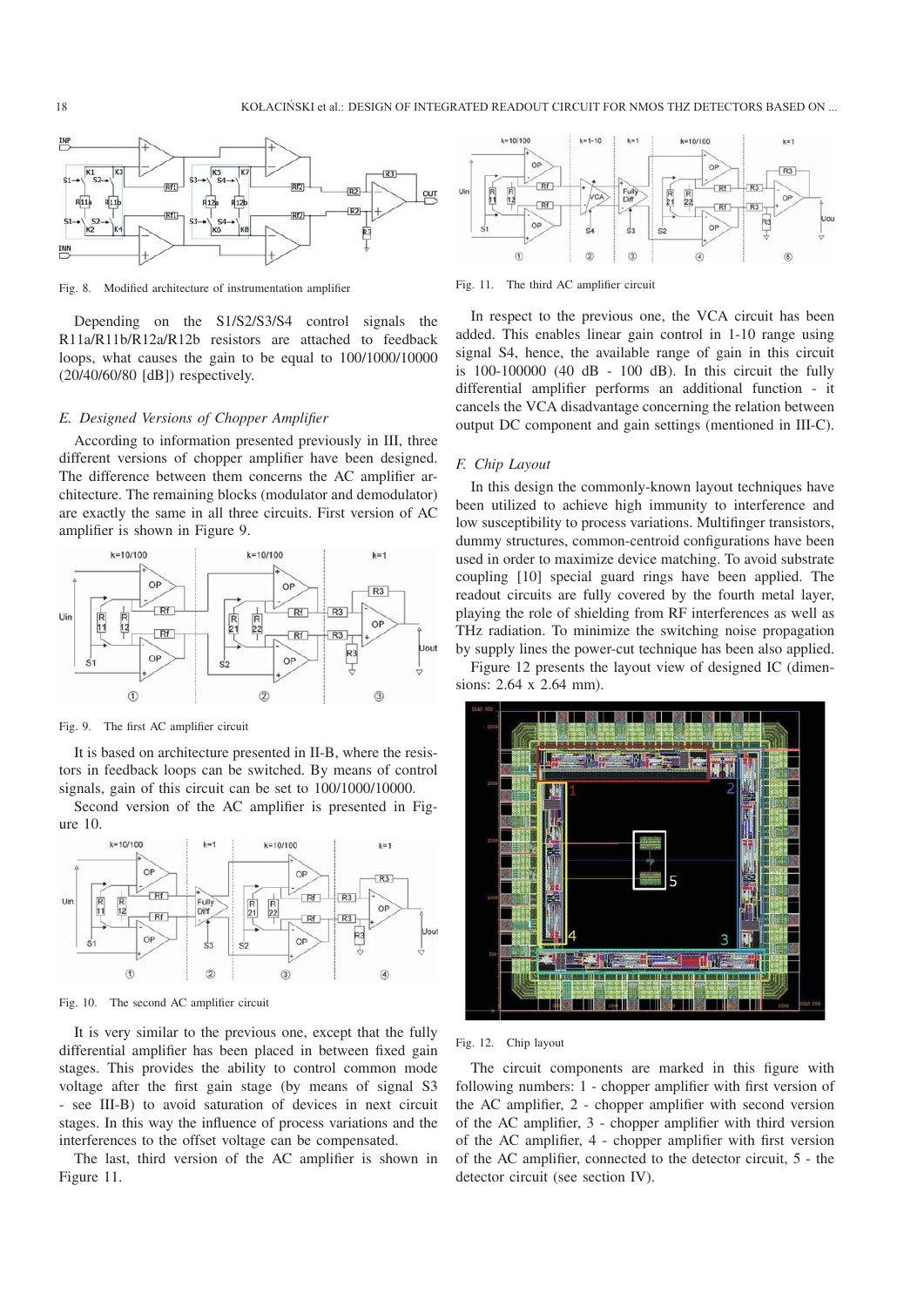Fig. 8. Modified architecture of instrumentation amplifier

Depending on the S1/S2/S3/S4 control signals the R11a/R11b/R12a/R12b resistors are attached to feedback loops, what causes the gain to be equal to 100/1000/10000 (20/40/60/80 [dB]) respectively.

### *E. Designed Versions of Chopper Amplifier*

According to information presented previously in III, three different versions of chopper amplifier have been designed. The difference between them concerns the AC amplifier architecture. The remaining blocks (modulator and demodulator) are exactly the same in all three circuits. First version of AC amplifier is shown in Figure 9.

Fig. 9. The first AC amplifier circuit

It is based on architecture presented in II-B, where the resistors in feedback loops can be switched. By means of control signals, gain of this circuit can be set to 100/1000/10000.

Second version of the AC amplifier is presented in Figure 10.

Fig. 10. The second AC amplifier circuit

It is very similar to the previous one, except that the fully differential amplifier has been placed in between fixed gain stages. This provides the ability to control common mode voltage after the first gain stage (by means of signal S3 - see III-B) to avoid saturation of devices in next circuit stages. In this way the influence of process variations and the interferences to the offset voltage can be compensated.

The last, third version of the AC amplifier is shown in Figure 11.

Fig. 11. The third AC amplifier circuit

In respect to the previous one, the VCA circuit has been added. This enables linear gain control in 1-10 range using signal S4, hence, the available range of gain in this circuit is 100-100000 (40 dB - 100 dB). In this circuit the fully differential amplifier performs an additional function - it cancels the VCA disadvantage concerning the relation between output DC component and gain settings (mentioned in III-C).

### *F. Chip Layout*

In this design the commonly-known layout techniques have been utilized to achieve high immunity to interference and low susceptibility to process variations. Multifinger transistors, dummy structures, common-centroid configurations have been used in order to maximize device matching. To avoid substrate coupling [10] special guard rings have been applied. The readout circuits are fully covered by the fourth metal layer, playing the role of shielding from RF interferences as well as THz radiation. To minimize the switching noise propagation by supply lines the power-cut technique has been also applied.

Figure 12 presents the layout view of designed IC (dimensions: 2.64 x 2.64 mm).

Fig. 12. Chip layout

The circuit components are marked in this figure with following numbers: 1 - chopper amplifier with first version of the AC amplifier, 2 - chopper amplifier with second version of the AC amplifier, 3 - chopper amplifier with third version of the AC amplifier, 4 - chopper amplifier with first version of the AC amplifier, connected to the detector circuit, 5 - the detector circuit (see section IV).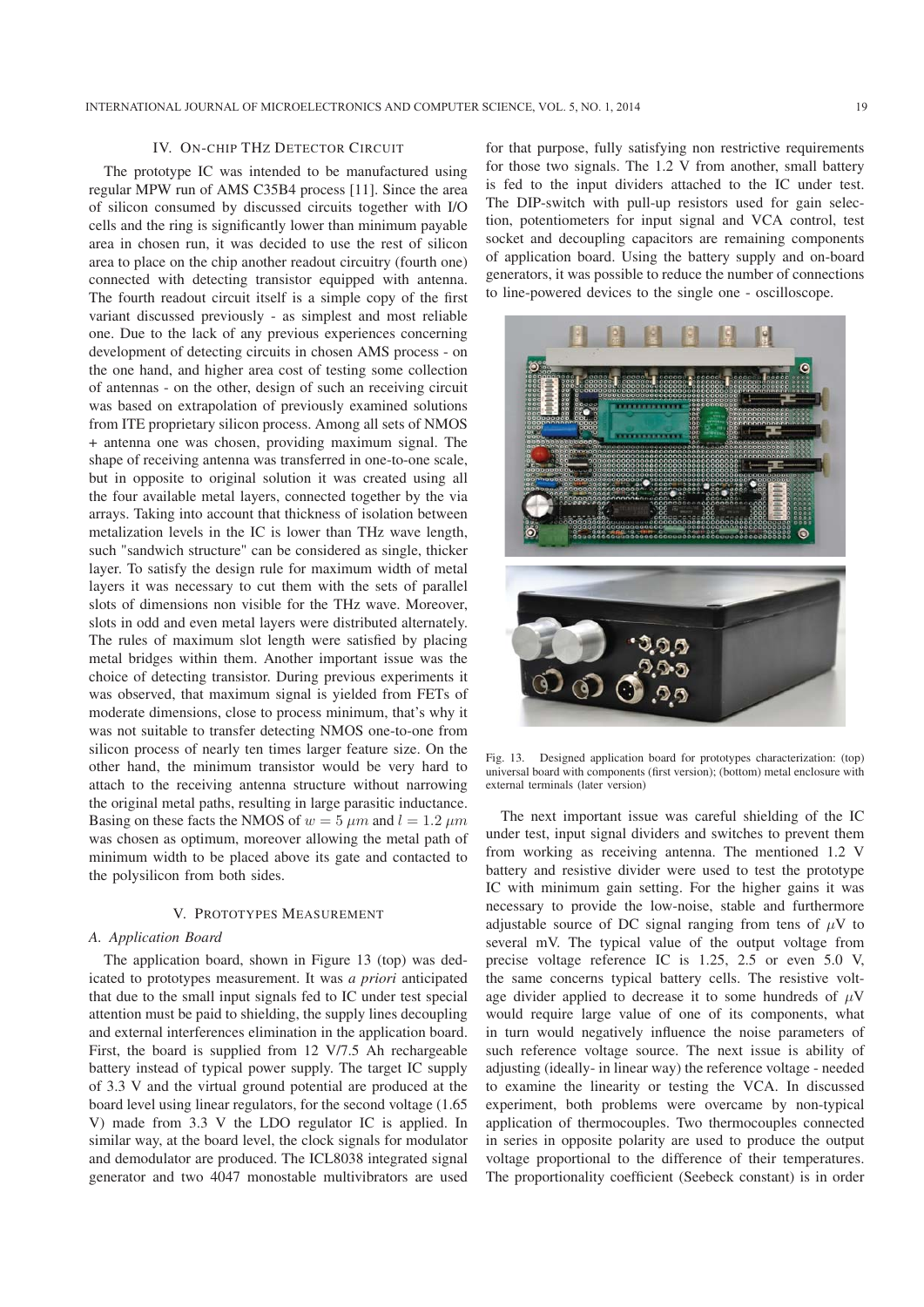## IV. On-chip THz Detector Circuit

The prototype IC was intended to be manufactured using regular MPW run of AMS C35B4 process [11]. Since the area of silicon consumed by discussed circuits together with I/O cells and the ring is significantly lower than minimum payable area in chosen run, it was decided to use the rest of silicon area to place on the chip another readout circuitry (fourth one) connected with detecting transistor equipped with antenna. The fourth readout circuit itself is a simple copy of the first variant discussed previously - as simplest and most reliable one. Due to the lack of any previous experiences concerning development of detecting circuits in chosen AMS process - on the one hand, and higher area cost of testing some collection of antennas - on the other, design of such an receiving circuit was based on extrapolation of previously examined solutions from ITE proprietary silicon process. Among all sets of NMOS + antenna one was chosen, providing maximum signal. The shape of receiving antenna was transferred in one-to-one scale, but in opposite to original solution it was created using all the four available metal layers, connected together by the via arrays. Taking into account that thickness of isolation between metalization levels in the IC is lower than THz wave length, such "sandwich structure" can be considered as single, thicker layer. To satisfy the design rule for maximum width of metal layers it was necessary to cut them with the sets of parallel slots of dimensions non visible for the THz wave. Moreover, slots in odd and even metal layers were distributed alternately. The rules of maximum slot length were satisfied by placing metal bridges within them. Another important issue was the choice of detecting transistor. During previous experiments it was observed, that maximum signal is yielded from FETs of moderate dimensions, close to process minimum, that's why it was not suitable to transfer detecting NMOS one-to-one from silicon process of nearly ten times larger feature size. On the other hand, the minimum transistor would be very hard to attach to the receiving antenna structure without narrowing the original metal paths, resulting in large parasitic inductance. Basing on these facts the NMOS of $w = 5\ \mu m$ and $l = 1.2\ \mu m$ was chosen as optimum, moreover allowing the metal path of minimum width to be placed above its gate and contacted to the polysilicon from both sides.

## V. Prototypes Measurement

### A. Application Board

The application board, shown in Figure 13 (top) was dedicated to prototypes measurement. It was *a priori* anticipated that due to the small input signals fed to IC under test special attention must be paid to shielding, the supply lines decoupling and external interferences elimination in the application board. First, the board is supplied from 12 V/7.5 Ah rechargeable battery instead of typical power supply. The target IC supply of 3.3 V and the virtual ground potential are produced at the board level using linear regulators, for the second voltage (1.65 V) made from 3.3 V the LDO regulator IC is applied. In similar way, at the board level, the clock signals for modulator and demodulator are produced. The ICL8038 integrated signal generator and two 4047 monostable multivibrators are used for that purpose, fully satisfying non restrictive requirements for those two signals. The 1.2 V from another, small battery is fed to the input dividers attached to the IC under test. The DIP-switch with pull-up resistors used for gain selection, potentiometers for input signal and VCA control, test socket and decoupling capacitors are remaining components of application board. Using the battery supply and on-board generators, it was possible to reduce the number of connections to line-powered devices to the single one - oscilloscope.

Fig. 13. Designed application board for prototypes characterization: (top) universal board with components (first version); (bottom) metal enclosure with external terminals (later version)

The next important issue was careful shielding of the IC under test, input signal dividers and switches to prevent them from working as receiving antenna. The mentioned 1.2 V battery and resistive divider were used to test the prototype IC with minimum gain setting. For the higher gains it was necessary to provide the low-noise, stable and furthermore adjustable source of DC signal ranging from tens of $\mu$V to several mV. The typical value of the output voltage from precise voltage reference IC is 1.25, 2.5 or even 5.0 V, the same concerns typical battery cells. The resistive voltage divider applied to decrease it to some hundreds of $\mu$V would require large value of one of its components, what in turn would negatively influence the noise parameters of such reference voltage source. The next issue is ability of adjusting (ideally- in linear way) the reference voltage - needed to examine the linearity or testing the VCA. In discussed experiment, both problems were overcame by non-typical application of thermocouples. Two thermocouples connected in series in opposite polarity are used to produce the output voltage proportional to the difference of their temperatures. The proportionality coefficient (Seebeck constant) is in order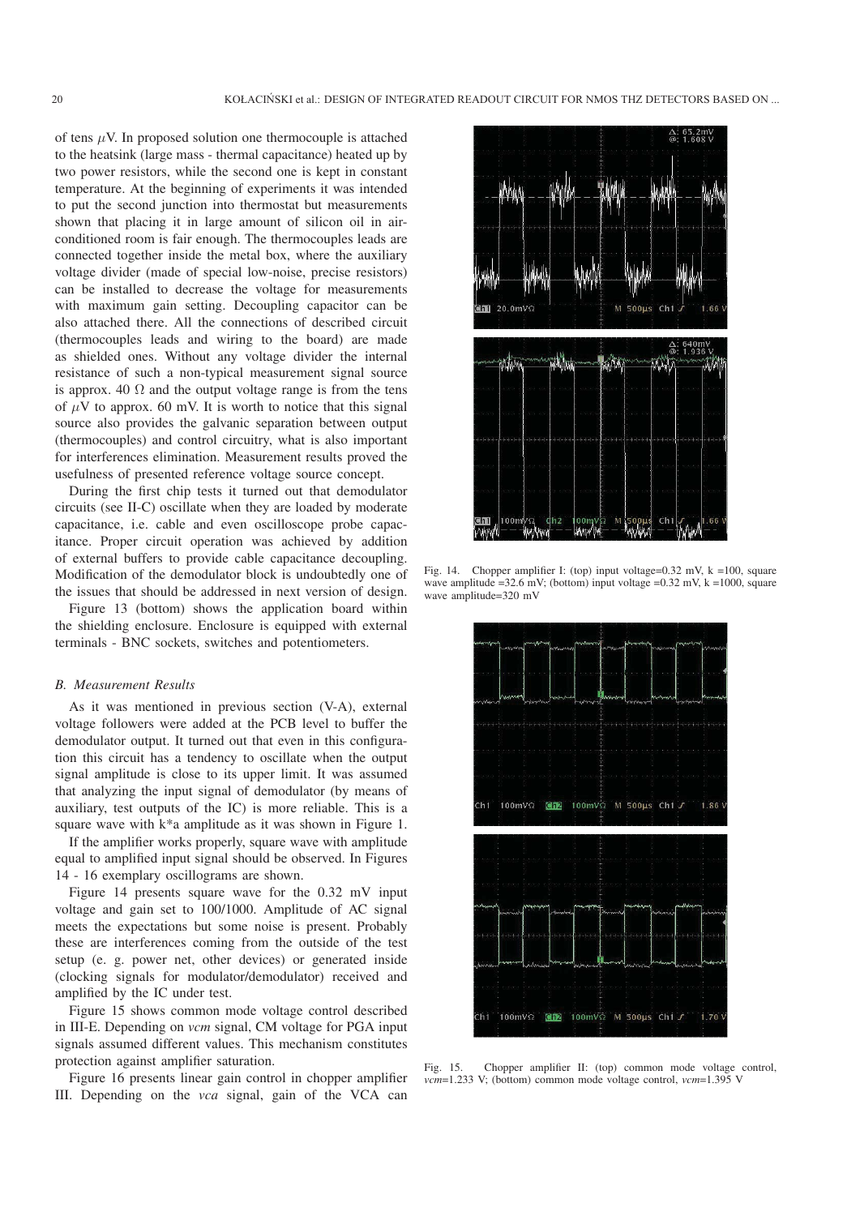of tens $\mu$V. In proposed solution one thermocouple is attached to the heatsink (large mass - thermal capacitance) heated up by two power resistors, while the second one is kept in constant temperature. At the beginning of experiments it was intended to put the second junction into thermostat but measurements shown that placing it in large amount of silicon oil in air-conditioned room is fair enough. The thermocouples leads are connected together inside the metal box, where the auxiliary voltage divider (made of special low-noise, precise resistors) can be installed to decrease the voltage for measurements with maximum gain setting. Decoupling capacitor can be also attached there. All the connections of described circuit (thermocouples leads and wiring to the board) are made as shielded ones. Without any voltage divider the internal resistance of such a non-typical measurement signal source is approx. 40 $\Omega$ and the output voltage range is from the tens of $\mu$V to approx. 60 mV. It is worth to notice that this signal source also provides the galvanic separation between output (thermocouples) and control circuitry, what is also important for interferences elimination. Measurement results proved the usefulness of presented reference voltage source concept.

During the first chip tests it turned out that demodulator circuits (see II-C) oscillate when they are loaded by moderate capacitance, i.e. cable and even oscilloscope probe capacitance. Proper circuit operation was achieved by addition of external buffers to provide cable capacitance decoupling. Modification of the demodulator block is undoubtedly one of the issues that should be addressed in next version of design.

Figure 13 (bottom) shows the application board within the shielding enclosure. Enclosure is equipped with external terminals - BNC sockets, switches and potentiometers.

### B. Measurement Results

As it was mentioned in previous section (V-A), external voltage followers were added at the PCB level to buffer the demodulator output. It turned out that even in this configuration this circuit has a tendency to oscillate when the output signal amplitude is close to its upper limit. It was assumed that analyzing the input signal of demodulator (by means of auxiliary, test outputs of the IC) is more reliable. This is a square wave with k*a amplitude as it was shown in Figure 1.

If the amplifier works properly, square wave with amplitude equal to amplified input signal should be observed. In Figures 14 - 16 exemplary oscillograms are shown.

Figure 14 presents square wave for the 0.32 mV input voltage and gain set to 100/1000. Amplitude of AC signal meets the expectations but some noise is present. Probably these are interferences coming from the outside of the test setup (e. g. power net, other devices) or generated inside (clocking signals for modulator/demodulator) received and amplified by the IC under test.

Figure 15 shows common mode voltage control described in III-E. Depending on *vcm* signal, CM voltage for PGA input signals assumed different values. This mechanism constitutes protection against amplifier saturation.

Figure 16 presents linear gain control in chopper amplifier III. Depending on the *vca* signal, gain of the VCA can

Fig. 14. Chopper amplifier I: (top) input voltage=0.32 mV, k =100, square wave amplitude =32.6 mV; (bottom) input voltage =0.32 mV, k =1000, square wave amplitude=320 mV

Fig. 15. Chopper amplifier II: (top) common mode voltage control, *vcm*=1.233 V; (bottom) common mode voltage control, *vcm*=1.395 V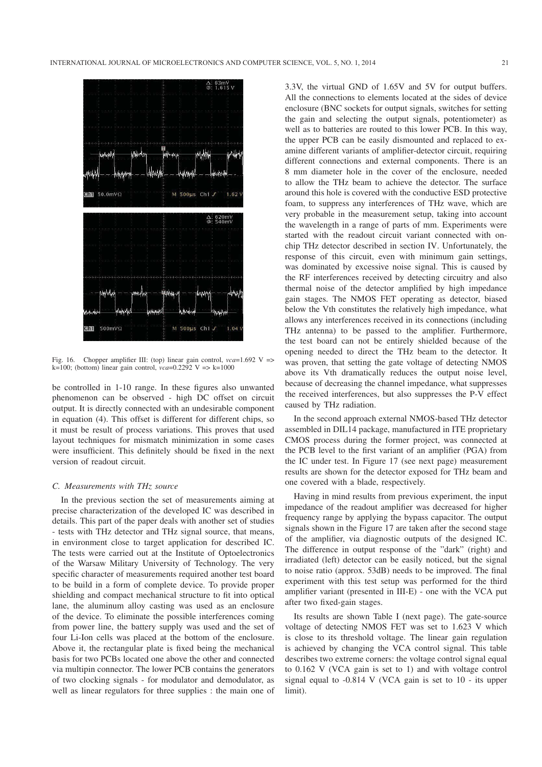Fig. 16. Chopper amplifier III: (top) linear gain control, *vca*=1.692 V => k=100; (bottom) linear gain control, *vca*=0.2292 V => k=1000

be controlled in 1-10 range. In these figures also unwanted phenomenon can be observed - high DC offset on circuit output. It is directly connected with an undesirable component in equation (4). This offset is different for different chips, so it must be result of process variations. This proves that used layout techniques for mismatch minimization in some cases were insufficient. This definitely should be fixed in the next version of readout circuit.

### C. Measurements with THz source

In the previous section the set of measurements aiming at precise characterization of the developed IC was described in details. This part of the paper deals with another set of studies - tests with THz detector and THz signal source, that means, in environment close to target application for described IC. The tests were carried out at the Institute of Optoelectronics of the Warsaw Military University of Technology. The very specific character of measurements required another test board to be build in a form of complete device. To provide proper shielding and compact mechanical structure to fit into optical lane, the aluminum alloy casting was used as an enclosure of the device. To eliminate the possible interferences coming from power line, the battery supply was used and the set of four Li-Ion cells was placed at the bottom of the enclosure. Above it, the rectangular plate is fixed being the mechanical basis for two PCBs located one above the other and connected via multipin connector. The lower PCB contains the generators of two clocking signals - for modulator and demodulator, as well as linear regulators for three supplies : the main one of 3.3V, the virtual GND of 1.65V and 5V for output buffers. All the connections to elements located at the sides of device enclosure (BNC sockets for output signals, switches for setting the gain and selecting the output signals, potentiometer) as well as to batteries are routed to this lower PCB. In this way, the upper PCB can be easily dismounted and replaced to examine different variants of amplifier-detector circuit, requiring different connections and external components. There is an 8 mm diameter hole in the cover of the enclosure, needed to allow the THz beam to achieve the detector. The surface around this hole is covered with the conductive ESD protective foam, to suppress any interferences of THz wave, which are very probable in the measurement setup, taking into account the wavelength in a range of parts of mm. Experiments were started with the readout circuit variant connected with on-chip THz detector described in section IV. Unfortunately, the response of this circuit, even with minimum gain settings, was dominated by excessive noise signal. This is caused by the RF interferences received by detecting circuitry and also thermal noise of the detector amplified by high impedance gain stages. The NMOS FET operating as detector, biased below the Vth constitutes the relatively high impedance, what allows any interferences received in its connections (including THz antenna) to be passed to the amplifier. Furthermore, the test board can not be entirely shielded because of the opening needed to direct the THz beam to the detector. It was proven, that setting the gate voltage of detecting NMOS above its Vth dramatically reduces the output noise level, because of decreasing the channel impedance, what suppresses the received interferences, but also suppresses the P-V effect caused by THz radiation.

In the second approach external NMOS-based THz detector assembled in DIL14 package, manufactured in ITE proprietary CMOS process during the former project, was connected at the PCB level to the first variant of an amplifier (PGA) from the IC under test. In Figure 17 (see next page) measurement results are shown for the detector exposed for THz beam and one covered with a blade, respectively.

Having in mind results from previous experiment, the input impedance of the readout amplifier was decreased for higher frequency range by applying the bypass capacitor. The output signals shown in the Figure 17 are taken after the second stage of the amplifier, via diagnostic outputs of the designed IC. The difference in output response of the "dark" (right) and irradiated (left) detector can be easily noticed, but the signal to noise ratio (approx. 53dB) needs to be improved. The final experiment with this test setup was performed for the third amplifier variant (presented in III-E) - one with the VCA put after two fixed-gain stages.

Its results are shown Table I (next page). The gate-source voltage of detecting NMOS FET was set to 1.623 V which is close to its threshold voltage. The linear gain regulation is achieved by changing the VCA control signal. This table describes two extreme corners: the voltage control signal equal to 0.162 V (VCA gain is set to 1) and with voltage control signal equal to -0.814 V (VCA gain is set to 10 - its upper limit).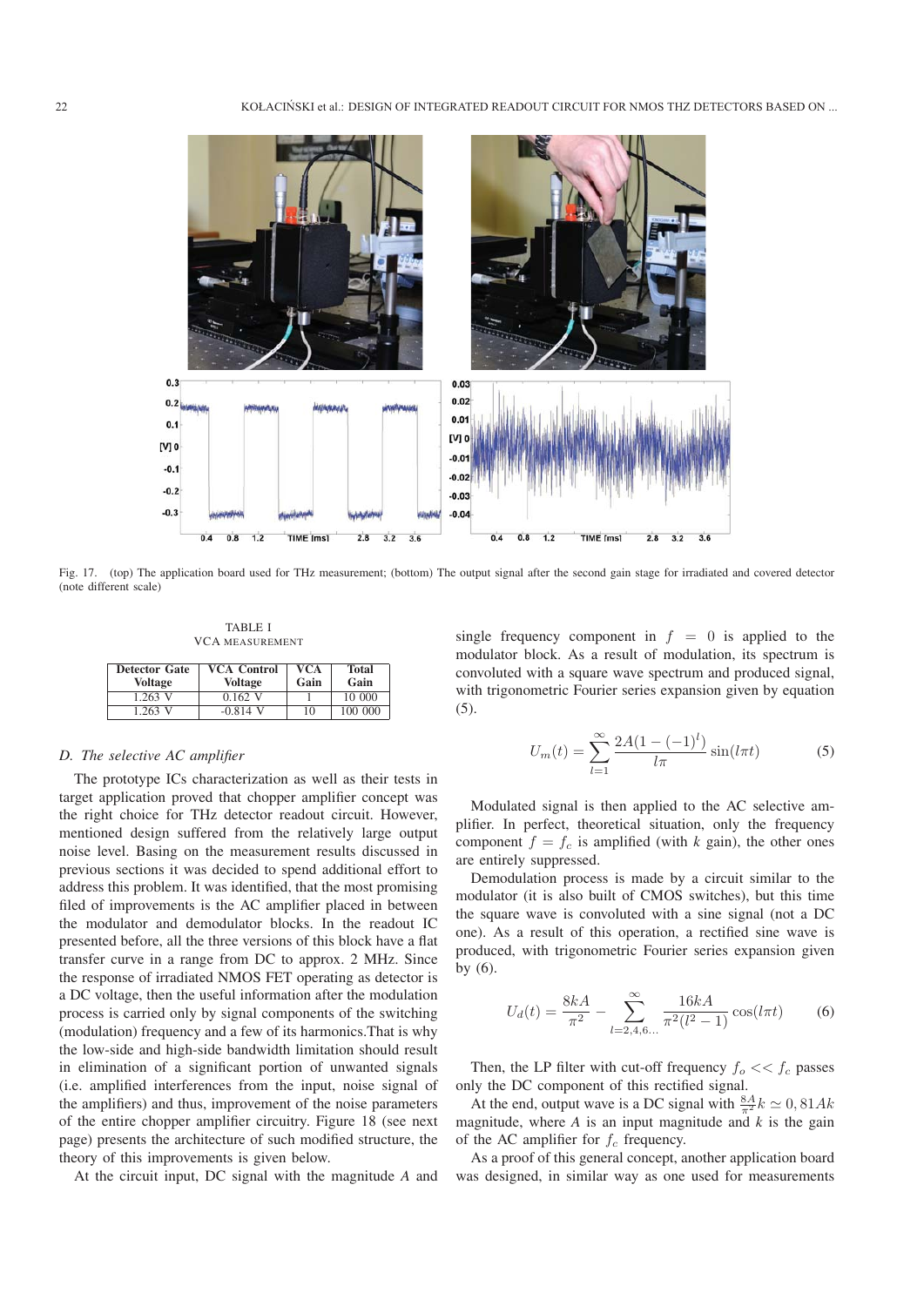Fig. 17. (top) The application board used for THz measurement; (bottom) The output signal after the second gain stage for irradiated and covered detector (note different scale)

TABLE I
VCA MEASUREMENT

| Detector Gate Voltage | VCA Control Voltage | VCA Gain | Total Gain |
|---|---|---|---|
| 1.263 V | 0.162 V | 1 | 10 000 |
| 1.263 V | -0.814 V | 10 | 100 000 |

### D. The selective AC amplifier

The prototype ICs characterization as well as their tests in target application proved that chopper amplifier concept was the right choice for THz detector readout circuit. However, mentioned design suffered from the relatively large output noise level. Basing on the measurement results discussed in previous sections it was decided to spend additional effort to address this problem. It was identified, that the most promising filed of improvements is the AC amplifier placed in between the modulator and demodulator blocks. In the readout IC presented before, all the three versions of this block have a flat transfer curve in a range from DC to approx. 2 MHz. Since the response of irradiated NMOS FET operating as detector is a DC voltage, then the useful information after the modulation process is carried only by signal components of the switching (modulation) frequency and a few of its harmonics.That is why the low-side and high-side bandwidth limitation should result in elimination of a significant portion of unwanted signals (i.e. amplified interferences from the input, noise signal of the amplifiers) and thus, improvement of the noise parameters of the entire chopper amplifier circuitry. Figure 18 (see next page) presents the architecture of such modified structure, the theory of this improvements is given below.

At the circuit input, DC signal with the magnitude $A$ and single frequency component in $f = 0$ is applied to the modulator block. As a result of modulation, its spectrum is convoluted with a square wave spectrum and produced signal, with trigonometric Fourier series expansion given by equation (5).

$$U_m(t) = \sum_{l=1}^{\infty} \frac{2A(1-(-1)^l)}{l\pi} \sin(l\pi t) \tag{5}$$

Modulated signal is then applied to the AC selective amplifier. In perfect, theoretical situation, only the frequency component $f = f_c$ is amplified (with $k$ gain), the other ones are entirely suppressed.

Demodulation process is made by a circuit similar to the modulator (it is also built of CMOS switches), but this time the square wave is convoluted with a sine signal (not a DC one). As a result of this operation, a rectified sine wave is produced, with trigonometric Fourier series expansion given by (6).

$$U_d(t) = \frac{8kA}{\pi^2} - \sum_{l=2,4,6...}^{\infty} \frac{16kA}{\pi^2(l^2-1)} \cos(l\pi t) \tag{6}$$

Then, the LP filter with cut-off frequency $f_o << f_c$ passes only the DC component of this rectified signal.

At the end, output wave is a DC signal with $\frac{8A}{\pi^2}k \simeq 0,81Ak$ magnitude, where $A$ is an input magnitude and $k$ is the gain of the AC amplifier for $f_c$ frequency.

As a proof of this general concept, another application board was designed, in similar way as one used for measurements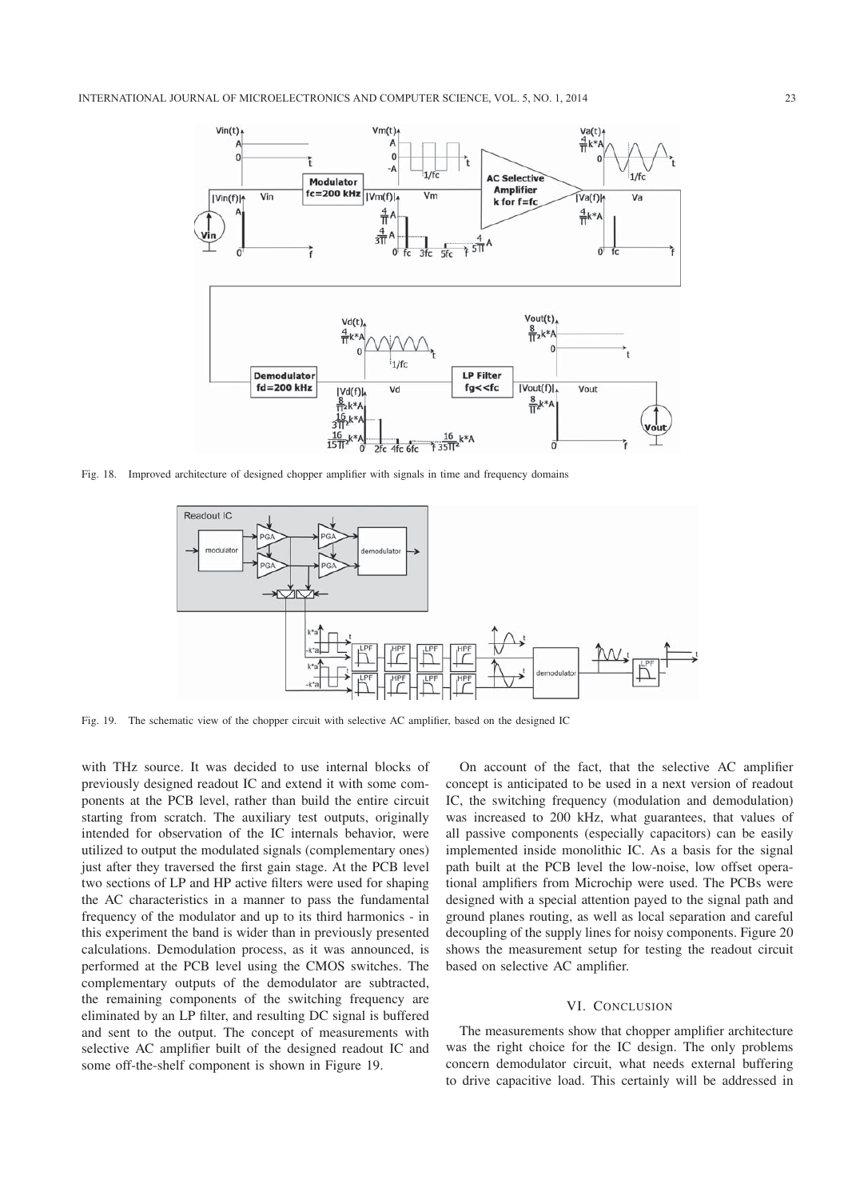Fig. 18. Improved architecture of designed chopper amplifier with signals in time and frequency domains

Fig. 19. The schematic view of the chopper circuit with selective AC amplifier, based on the designed IC

with THz source. It was decided to use internal blocks of previously designed readout IC and extend it with some components at the PCB level, rather than build the entire circuit starting from scratch. The auxiliary test outputs, originally intended for observation of the IC internals behavior, were utilized to output the modulated signals (complementary ones) just after they traversed the first gain stage. At the PCB level two sections of LP and HP active filters were used for shaping the AC characteristics in a manner to pass the fundamental frequency of the modulator and up to its third harmonics - in this experiment the band is wider than in previously presented calculations. Demodulation process, as it was announced, is performed at the PCB level using the CMOS switches. The complementary outputs of the demodulator are subtracted, the remaining components of the switching frequency are eliminated by an LP filter, and resulting DC signal is buffered and sent to the output. The concept of measurements with selective AC amplifier built of the designed readout IC and some off-the-shelf component is shown in Figure 19.

On account of the fact, that the selective AC amplifier concept is anticipated to be used in a next version of readout IC, the switching frequency (modulation and demodulation) was increased to 200 kHz, what guarantees, that values of all passive components (especially capacitors) can be easily implemented inside monolithic IC. As a basis for the signal path built at the PCB level the low-noise, low offset operational amplifiers from Microchip were used. The PCBs were designed with a special attention payed to the signal path and ground planes routing, as well as local separation and careful decoupling of the supply lines for noisy components. Figure 20 shows the measurement setup for testing the readout circuit based on selective AC amplifier.

## VI. Conclusion

The measurements show that chopper amplifier architecture was the right choice for the IC design. The only problems concern demodulator circuit, what needs external buffering to drive capacitive load. This certainly will be addressed in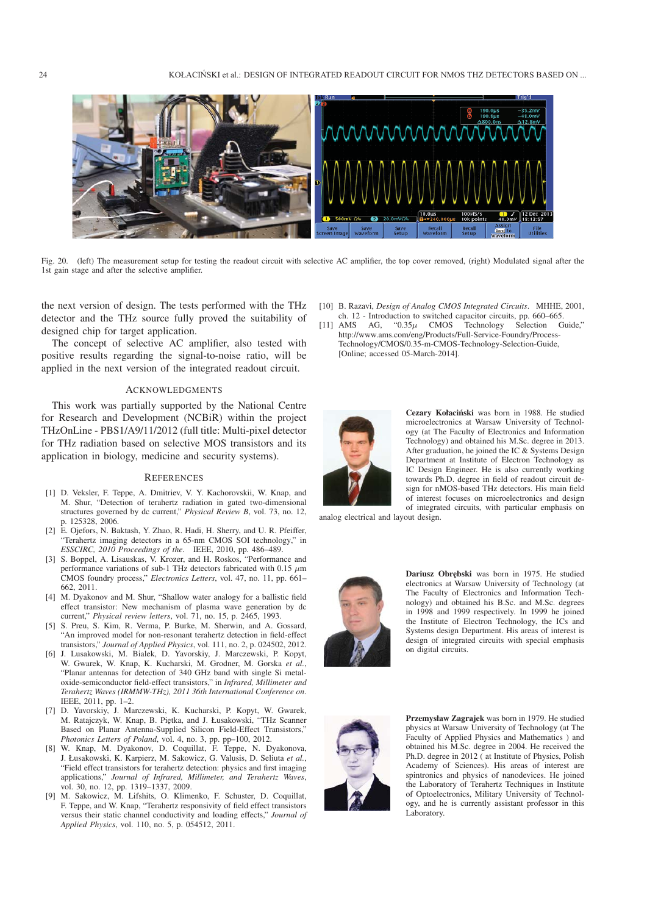Fig. 20. (left) The measurement setup for testing the readout circuit with selective AC amplifier, the top cover removed, (right) Modulated signal after the 1st gain stage and after the selective amplifier.

the next version of design. The tests performed with the THz detector and the THz source fully proved the suitability of designed chip for target application.

The concept of selective AC amplifier, also tested with positive results regarding the signal-to-noise ratio, will be applied in the next version of the integrated readout circuit.

## ACKNOWLEDGMENTS

This work was partially supported by the National Centre for Research and Development (NCBiR) within the project THzOnLine - PBS1/A9/11/2012 (full title: Multi-pixel detector for THz radiation based on selective MOS transistors and its application in biology, medicine and security systems).

## REFERENCES

[1] D. Veksler, F. Teppe, A. Dmitriev, V. Y. Kachorovskii, W. Knap, and M. Shur, "Detection of terahertz radiation in gated two-dimensional structures governed by dc current," *Physical Review B*, vol. 73, no. 12, p. 125328, 2006.

[2] E. Ojefors, N. Baktash, Y. Zhao, R. Hadi, H. Sherry, and U. R. Pfeiffer, "Terahertz imaging detectors in a 65-nm CMOS SOI technology," in *ESSCIRC, 2010 Proceedings of the*. IEEE, 2010, pp. 486–489.

[3] S. Boppel, A. Lisauskas, V. Krozer, and H. Roskos, "Performance and performance variations of sub-1 THz detectors fabricated with 0.15 $\mu$m CMOS foundry process," *Electronics Letters*, vol. 47, no. 11, pp. 661–662, 2011.

[4] M. Dyakonov and M. Shur, "Shallow water analogy for a ballistic field effect transistor: New mechanism of plasma wave generation by dc current," *Physical review letters*, vol. 71, no. 15, p. 2465, 1993.

[5] S. Preu, S. Kim, R. Verma, P. Burke, M. Sherwin, and A. Gossard, "An improved model for non-resonant terahertz detection in field-effect transistors," *Journal of Applied Physics*, vol. 111, no. 2, p. 024502, 2012.

[6] J. Lusakowski, M. Bialek, D. Yavorskiy, J. Marczewski, K. Kopyt, W. Gwarek, W. Knap, K. Kucharski, M. Grodner, M. Gorska *et al.*, "Planar antennas for detection of 340 GHz band with single Si metal-oxide-semiconductor field-effect transistors," in *Infrared, Millimeter and Terahertz Waves (IRMMW-THz), 2011 36th International Conference on*. IEEE, 2011, pp. 1–2.

[7] D. Yavorskiy, J. Marczewski, K. Kucharski, P. Kopyt, W. Gwarek, M. Ratajczyk, W. Knap, B. Piętka, and J. Łusakowski, "THz Scanner Based on Planar Antenna-Supplied Silicon Field-Effect Transistors," *Photonics Letters of Poland*, vol. 4, no. 3, pp. pp–100, 2012.

[8] W. Knap, M. Dyakonov, D. Coquillat, F. Teppe, N. Dyakonova, J. Łusakowski, K. Karpierz, M. Sakowicz, G. Valusis, D. Seliuta *et al.*, "Field effect transistors for terahertz detection: physics and first imaging applications," *Journal of Infrared, Millimeter, and Terahertz Waves*, vol. 30, no. 12, pp. 1319–1337, 2009.

[9] M. Sakowicz, M. Lifshits, O. Klimenko, F. Schuster, D. Coquillat, F. Teppe, and W. Knap, "Terahertz responsivity of field effect transistors versus their static channel conductivity and loading effects," *Journal of Applied Physics*, vol. 110, no. 5, p. 054512, 2011.

[10] B. Razavi, *Design of Analog CMOS Integrated Circuits*. MHHE, 2001, ch. 12 - Introduction to switched capacitor circuits, pp. 660–665.

[11] AMS AG, "0.35$\mu$ CMOS Technology Selection Guide," http://www.ams.com/eng/Products/Full-Service-Foundry/Process-Technology/CMOS/0.35-m-CMOS-Technology-Selection-Guide, [Online; accessed 05-March-2014].

**Cezary Kołaciński** was born in 1988. He studied microelectronics at Warsaw University of Technology (at The Faculty of Electronics and Information Technology) and obtained his M.Sc. degree in 2013. After graduation, he joined the IC & Systems Design Department at Institute of Electron Technology as IC Design Engineer. He is also currently working towards Ph.D. degree in field of readout circuit design for nMOS-based THz detectors. His main field of interest focuses on microelectronics and design of integrated circuits, with particular emphasis on analog electrical and layout design.

**Dariusz Obrębski** was born in 1975. He studied electronics at Warsaw University of Technology (at The Faculty of Electronics and Information Technology) and obtained his B.Sc. and M.Sc. degrees in 1998 and 1999 respectively. In 1999 he joined the Institute of Electron Technology, the ICs and Systems design Department. His areas of interest is design of integrated circuits with special emphasis on digital circuits.

**Przemysław Zagrajek** was born in 1979. He studied physics at Warsaw University of Technology (at The Faculty of Applied Physics and Mathematics ) and obtained his M.Sc. degree in 2004. He received the Ph.D. degree in 2012 ( at Institute of Physics, Polish Academy of Sciences). His areas of interest are spintronics and physics of nanodevices. He joined the Laboratory of Terahertz Techniques in Institute of Optoelectronics, Military University of Technology, and he is currently assistant professor in this Laboratory.